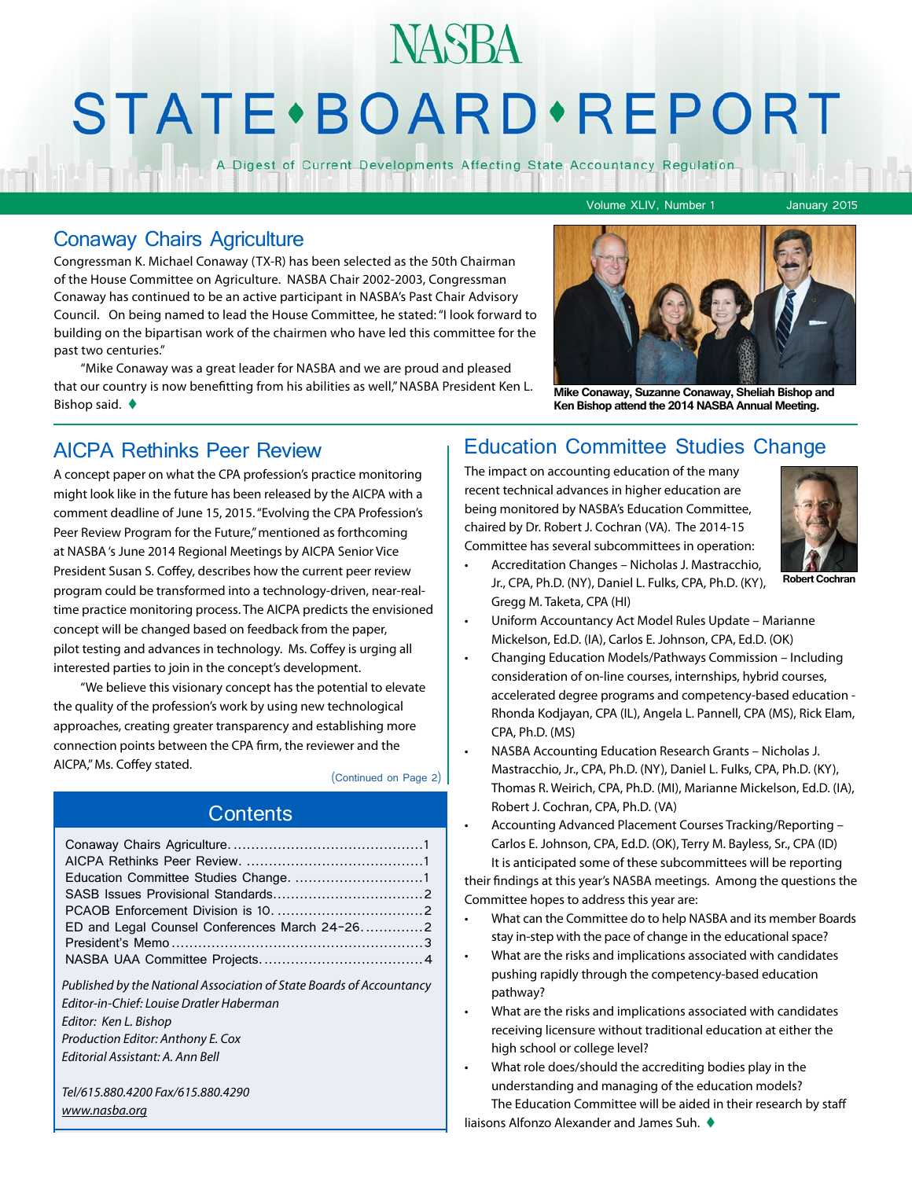# NASBA STATE • BOARD • REPORT

A Digest of Current Developments Affecting State Accountancy Regulation

Volume XLIV, Number 1 — January 2015

## Conaway Chairs Agriculture

Congressman K. Michael Conaway (TX-R) has been selected as the 50th Chairman of the House Committee on Agriculture. NASBA Chair 2002-2003, Congressman Conaway has continued to be an active participant in NASBA's Past Chair Advisory Council. On being named to lead the House Committee, he stated: "I look forward to building on the bipartisan work of the chairmen who have led this committee for the past two centuries."

"Mike Conaway was a great leader for NASBA and we are proud and pleased that our country is now benefitting from his abilities as well," NASBA President Ken L. Bishop said. ♦

**Mike Conaway, Suzanne Conaway, Sheliah Bishop and Ken Bishop attend the 2014 NASBA Annual Meeting.**

## AICPA Rethinks Peer Review

A concept paper on what the CPA profession's practice monitoring might look like in the future has been released by the AICPA with a comment deadline of June 15, 2015. "Evolving the CPA Profession's Peer Review Program for the Future," mentioned as forthcoming at NASBA's June 2014 Regional Meetings by AICPA Senior Vice President Susan S. Coffey, describes how the current peer review program could be transformed into a technology-driven, near-real-time practice monitoring process. The AICPA predicts the envisioned concept will be changed based on feedback from the paper, pilot testing and advances in technology. Ms. Coffey is urging all interested parties to join in the concept's development.

"We believe this visionary concept has the potential to elevate the quality of the profession's work by using new technological approaches, creating greater transparency and establishing more connection points between the CPA firm, the reviewer and the AICPA," Ms. Coffey stated.

(Continued on Page 2)

## Contents

- Conaway Chairs Agriculture....1
- AICPA Rethinks Peer Review....1
- Education Committee Studies Change....1
- SASB Issues Provisional Standards....2
- PCAOB Enforcement Division is 10....2
- ED and Legal Counsel Conferences March 24-26....2
- President's Memo....3
- NASBA UAA Committee Projects....4

*Published by the National Association of State Boards of Accountancy*
*Editor-in-Chief: Louise Dratler Haberman*
*Editor: Ken L. Bishop*
*Production Editor: Anthony E. Cox*
*Editorial Assistant: A. Ann Bell*

*Tel/615.880.4200 Fax/615.880.4290*
*www.nasba.org*

## Education Committee Studies Change

The impact on accounting education of the many recent technical advances in higher education are being monitored by NASBA's Education Committee, chaired by Dr. Robert J. Cochran (VA). The 2014-15 Committee has several subcommittees in operation:

**Robert Cochran**

- Accreditation Changes – Nicholas J. Mastracchio, Jr., CPA, Ph.D. (NY), Daniel L. Fulks, CPA, Ph.D. (KY), Gregg M. Taketa, CPA (HI)
- Uniform Accountancy Act Model Rules Update – Marianne Mickelson, Ed.D. (IA), Carlos E. Johnson, CPA, Ed.D. (OK)
- Changing Education Models/Pathways Commission – Including consideration of on-line courses, internships, hybrid courses, accelerated degree programs and competency-based education - Rhonda Kodjayan, CPA (IL), Angela L. Pannell, CPA (MS), Rick Elam, CPA, Ph.D. (MS)
- NASBA Accounting Education Research Grants – Nicholas J. Mastracchio, Jr., CPA, Ph.D. (NY), Daniel L. Fulks, CPA, Ph.D. (KY), Thomas R. Weirich, CPA, Ph.D. (MI), Marianne Mickelson, Ed.D. (IA), Robert J. Cochran, CPA, Ph.D. (VA)
- Accounting Advanced Placement Courses Tracking/Reporting – Carlos E. Johnson, CPA, Ed.D. (OK), Terry M. Bayless, Sr., CPA (ID)

It is anticipated some of these subcommittees will be reporting their findings at this year's NASBA meetings. Among the questions the Committee hopes to address this year are:

- What can the Committee do to help NASBA and its member Boards stay in-step with the pace of change in the educational space?
- What are the risks and implications associated with candidates pushing rapidly through the competency-based education pathway?
- What are the risks and implications associated with candidates receiving licensure without traditional education at either the high school or college level?
- What role does/should the accrediting bodies play in the understanding and managing of the education models?

The Education Committee will be aided in their research by staff liaisons Alfonzo Alexander and James Suh. ♦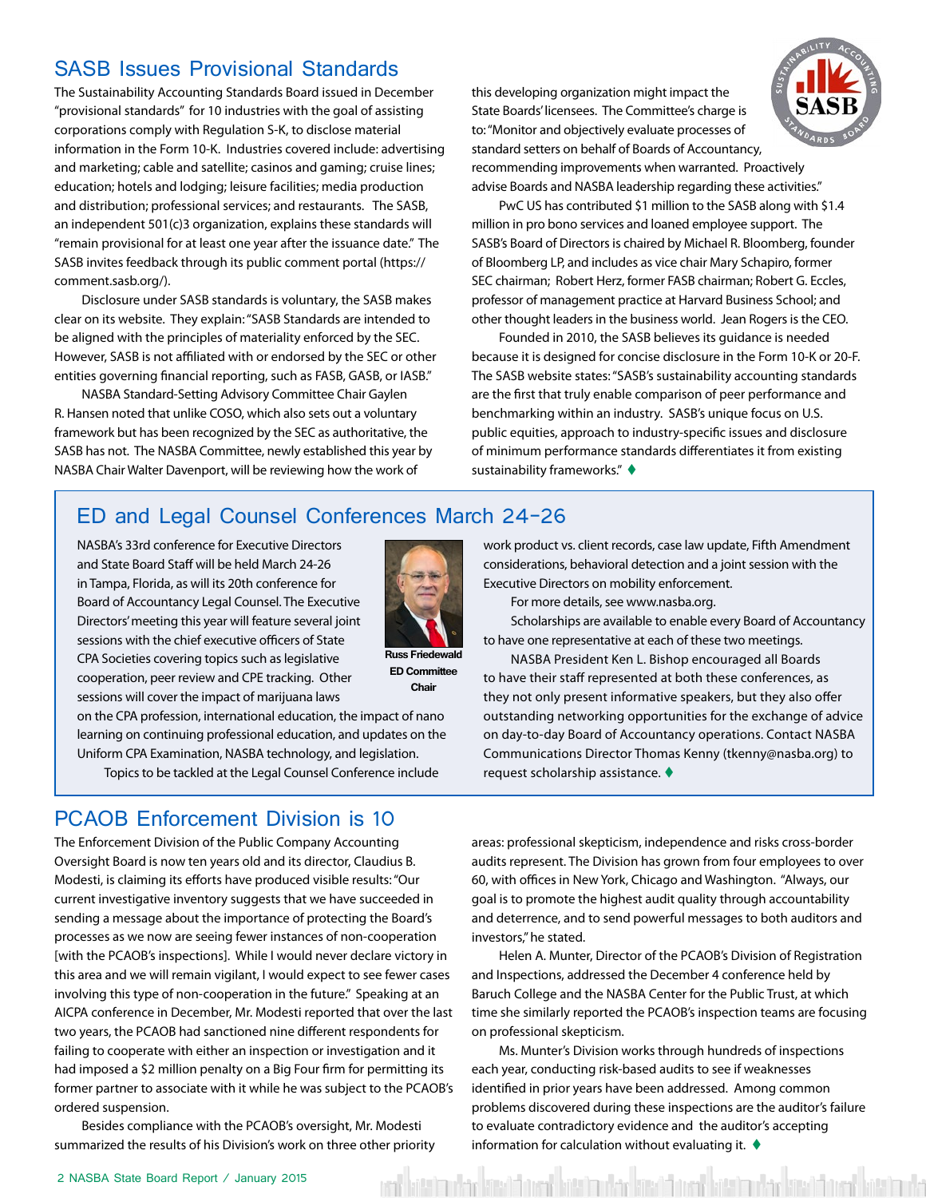## SASB Issues Provisional Standards

The Sustainability Accounting Standards Board issued in December "provisional standards" for 10 industries with the goal of assisting corporations comply with Regulation S-K, to disclose material information in the Form 10-K. Industries covered include: advertising and marketing; cable and satellite; casinos and gaming; cruise lines; education; hotels and lodging; leisure facilities; media production and distribution; professional services; and restaurants. The SASB, an independent 501(c)3 organization, explains these standards will "remain provisional for at least one year after the issuance date." The SASB invites feedback through its public comment portal (https://comment.sasb.org/).

Disclosure under SASB standards is voluntary, the SASB makes clear on its website. They explain: "SASB Standards are intended to be aligned with the principles of materiality enforced by the SEC. However, SASB is not affiliated with or endorsed by the SEC or other entities governing financial reporting, such as FASB, GASB, or IASB."

NASBA Standard-Setting Advisory Committee Chair Gaylen R. Hansen noted that unlike COSO, which also sets out a voluntary framework but has been recognized by the SEC as authoritative, the SASB has not. The NASBA Committee, newly established this year by NASBA Chair Walter Davenport, will be reviewing how the work of this developing organization might impact the State Boards' licensees. The Committee's charge is to: "Monitor and objectively evaluate processes of standard setters on behalf of Boards of Accountancy, recommending improvements when warranted. Proactively advise Boards and NASBA leadership regarding these activities."

PwC US has contributed $1 million to the SASB along with $1.4 million in pro bono services and loaned employee support. The SASB's Board of Directors is chaired by Michael R. Bloomberg, founder of Bloomberg LP, and includes as vice chair Mary Schapiro, former SEC chairman; Robert Herz, former FASB chairman; Robert G. Eccles, professor of management practice at Harvard Business School; and other thought leaders in the business world. Jean Rogers is the CEO.

Founded in 2010, the SASB believes its guidance is needed because it is designed for concise disclosure in the Form 10-K or 20-F. The SASB website states: "SASB's sustainability accounting standards are the first that truly enable comparison of peer performance and benchmarking within an industry. SASB's unique focus on U.S. public equities, approach to industry-specific issues and disclosure of minimum performance standards differentiates it from existing sustainability frameworks." ♦

## ED and Legal Counsel Conferences March 24-26

NASBA's 33rd conference for Executive Directors and State Board Staff will be held March 24-26 in Tampa, Florida, as will its 20th conference for Board of Accountancy Legal Counsel. The Executive Directors' meeting this year will feature several joint sessions with the chief executive officers of State CPA Societies covering topics such as legislative cooperation, peer review and CPE tracking. Other sessions will cover the impact of marijuana laws on the CPA profession, international education, the impact of nano learning on continuing professional education, and updates on the Uniform CPA Examination, NASBA technology, and legislation.

Russ Friedewald
ED Committee Chair

Topics to be tackled at the Legal Counsel Conference include work product vs. client records, case law update, Fifth Amendment considerations, behavioral detection and a joint session with the Executive Directors on mobility enforcement.

For more details, see www.nasba.org.

Scholarships are available to enable every Board of Accountancy to have one representative at each of these two meetings.

NASBA President Ken L. Bishop encouraged all Boards to have their staff represented at both these conferences, as they not only present informative speakers, but they also offer outstanding networking opportunities for the exchange of advice on day-to-day Board of Accountancy operations. Contact NASBA Communications Director Thomas Kenny (tkenny@nasba.org) to request scholarship assistance. ♦

## PCAOB Enforcement Division is 10

The Enforcement Division of the Public Company Accounting Oversight Board is now ten years old and its director, Claudius B. Modesti, is claiming its efforts have produced visible results: "Our current investigative inventory suggests that we have succeeded in sending a message about the importance of protecting the Board's processes as we now are seeing fewer instances of non-cooperation [with the PCAOB's inspections]. While I would never declare victory in this area and we will remain vigilant, I would expect to see fewer cases involving this type of non-cooperation in the future." Speaking at an AICPA conference in December, Mr. Modesti reported that over the last two years, the PCAOB had sanctioned nine different respondents for failing to cooperate with either an inspection or investigation and it had imposed a $2 million penalty on a Big Four firm for permitting its former partner to associate with it while he was subject to the PCAOB's ordered suspension.

Besides compliance with the PCAOB's oversight, Mr. Modesti summarized the results of his Division's work on three other priority areas: professional skepticism, independence and risks cross-border audits represent. The Division has grown from four employees to over 60, with offices in New York, Chicago and Washington. "Always, our goal is to promote the highest audit quality through accountability and deterrence, and to send powerful messages to both auditors and investors," he stated.

Helen A. Munter, Director of the PCAOB's Division of Registration and Inspections, addressed the December 4 conference held by Baruch College and the NASBA Center for the Public Trust, at which time she similarly reported the PCAOB's inspection teams are focusing on professional skepticism.

Ms. Munter's Division works through hundreds of inspections each year, conducting risk-based audits to see if weaknesses identified in prior years have been addressed. Among common problems discovered during these inspections are the auditor's failure to evaluate contradictory evidence and the auditor's accepting information for calculation without evaluating it. ♦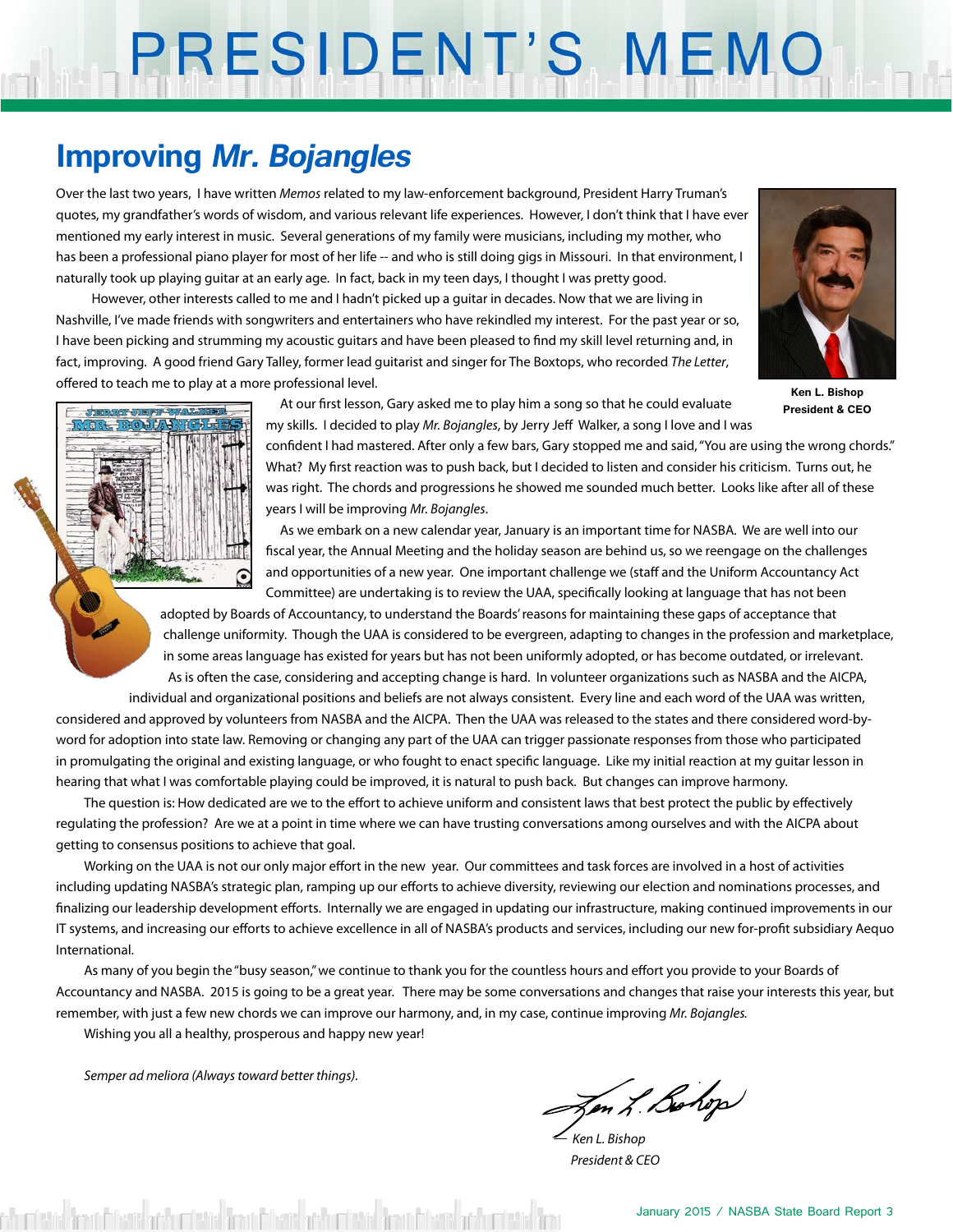# PRESIDENT'S MEMO

## Improving *Mr. Bojangles*

Over the last two years, I have written *Memos* related to my law-enforcement background, President Harry Truman's quotes, my grandfather's words of wisdom, and various relevant life experiences. However, I don't think that I have ever mentioned my early interest in music. Several generations of my family were musicians, including my mother, who has been a professional piano player for most of her life -- and who is still doing gigs in Missouri. In that environment, I naturally took up playing guitar at an early age. In fact, back in my teen days, I thought I was pretty good.

However, other interests called to me and I hadn't picked up a guitar in decades. Now that we are living in Nashville, I've made friends with songwriters and entertainers who have rekindled my interest. For the past year or so, I have been picking and strumming my acoustic guitars and have been pleased to find my skill level returning and, in fact, improving. A good friend Gary Talley, former lead guitarist and singer for The Boxtops, who recorded *The Letter*, offered to teach me to play at a more professional level.

Ken L. Bishop
President & CEO

At our first lesson, Gary asked me to play him a song so that he could evaluate my skills. I decided to play *Mr. Bojangles*, by Jerry Jeff Walker, a song I love and I was confident I had mastered. After only a few bars, Gary stopped me and said, "You are using the wrong chords." What? My first reaction was to push back, but I decided to listen and consider his criticism. Turns out, he was right. The chords and progressions he showed me sounded much better. Looks like after all of these years I will be improving *Mr. Bojangles*.

As we embark on a new calendar year, January is an important time for NASBA. We are well into our fiscal year, the Annual Meeting and the holiday season are behind us, so we reengage on the challenges and opportunities of a new year. One important challenge we (staff and the Uniform Accountancy Act Committee) are undertaking is to review the UAA, specifically looking at language that has not been adopted by Boards of Accountancy, to understand the Boards' reasons for maintaining these gaps of acceptance that challenge uniformity. Though the UAA is considered to be evergreen, adapting to changes in the profession and marketplace, in some areas language has existed for years but has not been uniformly adopted, or has become outdated, or irrelevant.

As is often the case, considering and accepting change is hard. In volunteer organizations such as NASBA and the AICPA, individual and organizational positions and beliefs are not always consistent. Every line and each word of the UAA was written, considered and approved by volunteers from NASBA and the AICPA. Then the UAA was released to the states and there considered word-by-word for adoption into state law. Removing or changing any part of the UAA can trigger passionate responses from those who participated in promulgating the original and existing language, or who fought to enact specific language. Like my initial reaction at my guitar lesson in hearing that what I was comfortable playing could be improved, it is natural to push back. But changes can improve harmony.

The question is: How dedicated are we to the effort to achieve uniform and consistent laws that best protect the public by effectively regulating the profession? Are we at a point in time where we can have trusting conversations among ourselves and with the AICPA about getting to consensus positions to achieve that goal.

Working on the UAA is not our only major effort in the new year. Our committees and task forces are involved in a host of activities including updating NASBA's strategic plan, ramping up our efforts to achieve diversity, reviewing our election and nominations processes, and finalizing our leadership development efforts. Internally we are engaged in updating our infrastructure, making continued improvements in our IT systems, and increasing our efforts to achieve excellence in all of NASBA's products and services, including our new for-profit subsidiary Aequo International.

As many of you begin the "busy season," we continue to thank you for the countless hours and effort you provide to your Boards of Accountancy and NASBA. 2015 is going to be a great year. There may be some conversations and changes that raise your interests this year, but remember, with just a few new chords we can improve our harmony, and, in my case, continue improving *Mr. Bojangles*.

Wishing you all a healthy, prosperous and happy new year!

*Semper ad meliora (Always toward better things).*

*Ken L. Bishop*
*President & CEO*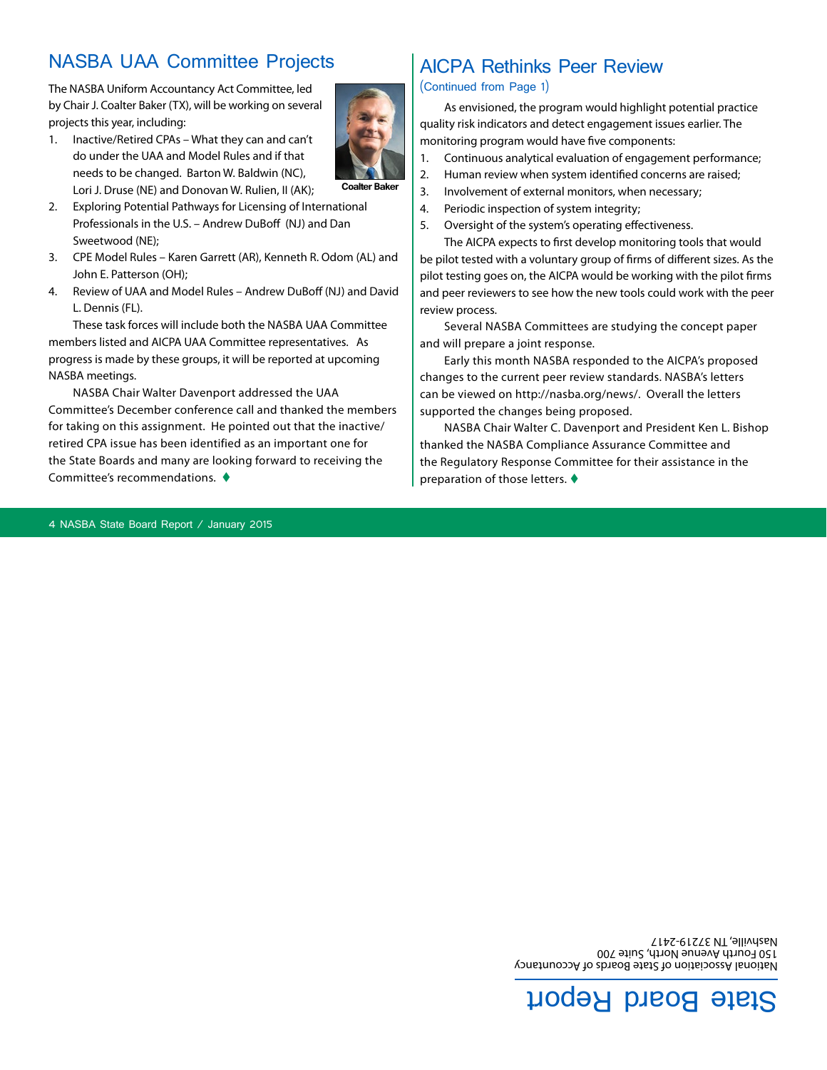## NASBA UAA Committee Projects

The NASBA Uniform Accountancy Act Committee, led by Chair J. Coalter Baker (TX), will be working on several projects this year, including:

1. Inactive/Retired CPAs – What they can and can't do under the UAA and Model Rules and if that needs to be changed. Barton W. Baldwin (NC), Lori J. Druse (NE) and Donovan W. Rulien, II (AK);
2. Exploring Potential Pathways for Licensing of International Professionals in the U.S. – Andrew DuBoff (NJ) and Dan Sweetwood (NE);
3. CPE Model Rules – Karen Garrett (AR), Kenneth R. Odom (AL) and John E. Patterson (OH);
4. Review of UAA and Model Rules – Andrew DuBoff (NJ) and David L. Dennis (FL).

Coalter Baker

These task forces will include both the NASBA UAA Committee members listed and AICPA UAA Committee representatives. As progress is made by these groups, it will be reported at upcoming NASBA meetings.

NASBA Chair Walter Davenport addressed the UAA Committee's December conference call and thanked the members for taking on this assignment. He pointed out that the inactive/retired CPA issue has been identified as an important one for the State Boards and many are looking forward to receiving the Committee's recommendations. ♦

## AICPA Rethinks Peer Review

(Continued from Page 1)

As envisioned, the program would highlight potential practice quality risk indicators and detect engagement issues earlier. The monitoring program would have five components:

1. Continuous analytical evaluation of engagement performance;
2. Human review when system identified concerns are raised;
3. Involvement of external monitors, when necessary;
4. Periodic inspection of system integrity;
5. Oversight of the system's operating effectiveness.

The AICPA expects to first develop monitoring tools that would be pilot tested with a voluntary group of firms of different sizes. As the pilot testing goes on, the AICPA would be working with the pilot firms and peer reviewers to see how the new tools could work with the peer review process.

Several NASBA Committees are studying the concept paper and will prepare a joint response.

Early this month NASBA responded to the AICPA's proposed changes to the current peer review standards. NASBA's letters can be viewed on http://nasba.org/news/. Overall the letters supported the changes being proposed.

NASBA Chair Walter C. Davenport and President Ken L. Bishop thanked the NASBA Compliance Assurance Committee and the Regulatory Response Committee for their assistance in the preparation of those letters. ♦

State Board Report

National Association of State Boards of Accountancy
150 Fourth Avenue North, Suite 700
Nashville, TN 37219-2417